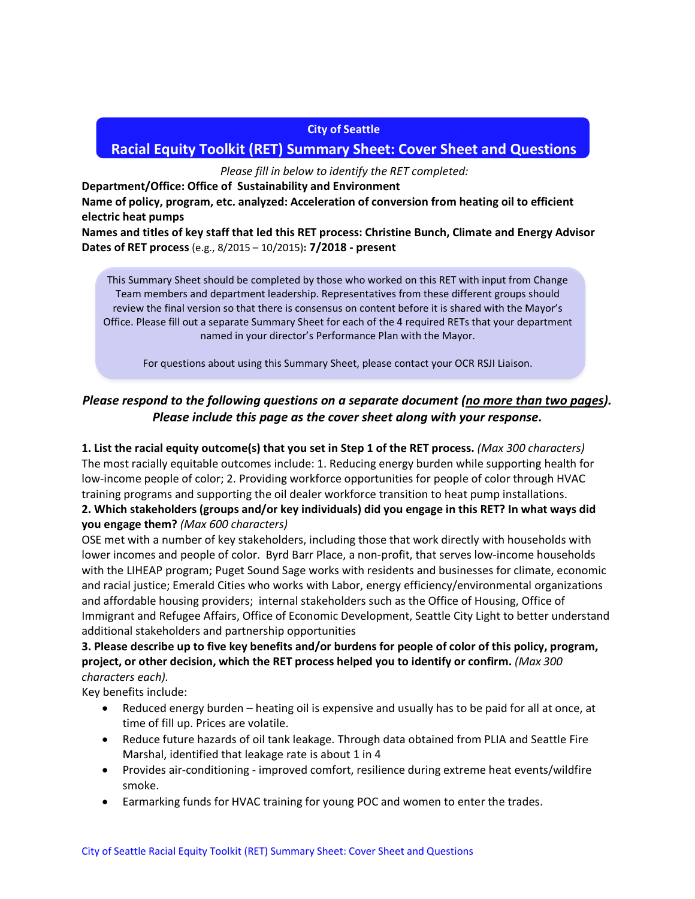City of Seattle

# Racial Equity Toolkit (RET) Summary Sheet: Cover Sheet and Questions

*Please fill in below to identify the RET completed:*

**Department/Office: Office of Sustainability and Environment**

**Name of policy, program, etc. analyzed: Acceleration of conversion from heating oil to efficient electric heat pumps**

**Names and titles of key staff that led this RET process: Christine Bunch, Climate and Energy Advisor**

**Dates of RET process** (e.g., 8/2015 – 10/2015)**: 7/2018 - present**

This Summary Sheet should be completed by those who worked on this RET with input from Change Team members and department leadership. Representatives from these different groups should review the final version so that there is consensus on content before it is shared with the Mayor's Office. Please fill out a separate Summary Sheet for each of the 4 required RETs that your department named in your director's Performance Plan with the Mayor.

For questions about using this Summary Sheet, please contact your OCR RSJI Liaison.

***Please respond to the following questions on a separate document (<u>no more than two pages</u>). Please include this page as the cover sheet along with your response.***

**1. List the racial equity outcome(s) that you set in Step 1 of the RET process.** *(Max 300 characters)*
The most racially equitable outcomes include: 1. Reducing energy burden while supporting health for low-income people of color; 2. Providing workforce opportunities for people of color through HVAC training programs and supporting the oil dealer workforce transition to heat pump installations.

**2. Which stakeholders (groups and/or key individuals) did you engage in this RET? In what ways did you engage them?** *(Max 600 characters)*
OSE met with a number of key stakeholders, including those that work directly with households with lower incomes and people of color. Byrd Barr Place, a non-profit, that serves low-income households with the LIHEAP program; Puget Sound Sage works with residents and businesses for climate, economic and racial justice; Emerald Cities who works with Labor, energy efficiency/environmental organizations and affordable housing providers; internal stakeholders such as the Office of Housing, Office of Immigrant and Refugee Affairs, Office of Economic Development, Seattle City Light to better understand additional stakeholders and partnership opportunities

**3. Please describe up to five key benefits and/or burdens for people of color of this policy, program, project, or other decision, which the RET process helped you to identify or confirm.** *(Max 300 characters each).*
Key benefits include:

- Reduced energy burden – heating oil is expensive and usually has to be paid for all at once, at time of fill up. Prices are volatile.
- Reduce future hazards of oil tank leakage. Through data obtained from PLIA and Seattle Fire Marshal, identified that leakage rate is about 1 in 4
- Provides air-conditioning - improved comfort, resilience during extreme heat events/wildfire smoke.
- Earmarking funds for HVAC training for young POC and women to enter the trades.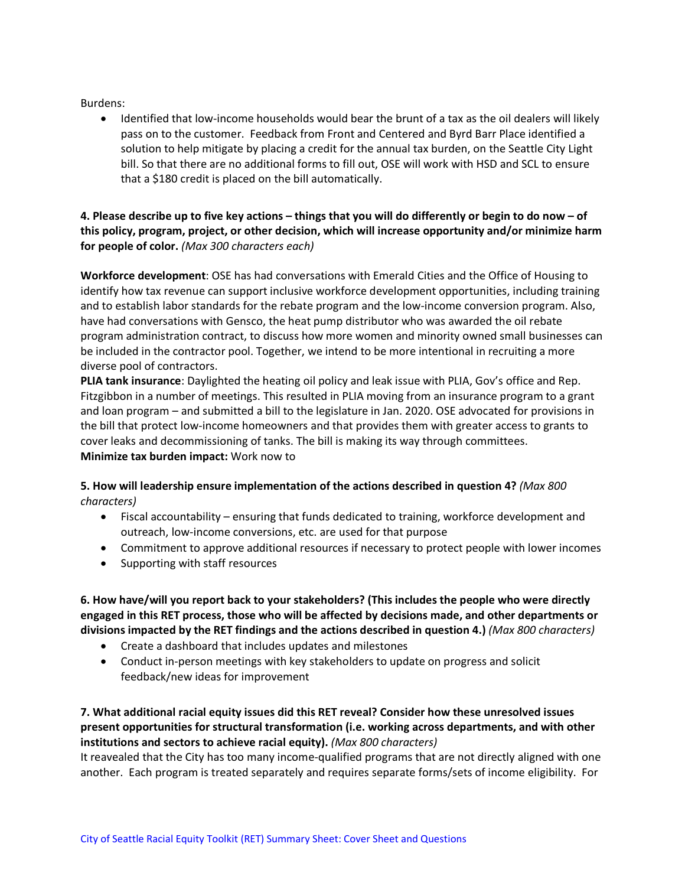Burdens:

- Identified that low-income households would bear the brunt of a tax as the oil dealers will likely pass on to the customer. Feedback from Front and Centered and Byrd Barr Place identified a solution to help mitigate by placing a credit for the annual tax burden, on the Seattle City Light bill. So that there are no additional forms to fill out, OSE will work with HSD and SCL to ensure that a $180 credit is placed on the bill automatically.

**4. Please describe up to five key actions – things that you will do differently or begin to do now – of this policy, program, project, or other decision, which will increase opportunity and/or minimize harm for people of color.** *(Max 300 characters each)*

**Workforce development**: OSE has had conversations with Emerald Cities and the Office of Housing to identify how tax revenue can support inclusive workforce development opportunities, including training and to establish labor standards for the rebate program and the low-income conversion program. Also, have had conversations with Gensco, the heat pump distributor who was awarded the oil rebate program administration contract, to discuss how more women and minority owned small businesses can be included in the contractor pool. Together, we intend to be more intentional in recruiting a more diverse pool of contractors.
**PLIA tank insurance**: Daylighted the heating oil policy and leak issue with PLIA, Gov's office and Rep. Fitzgibbon in a number of meetings. This resulted in PLIA moving from an insurance program to a grant and loan program – and submitted a bill to the legislature in Jan. 2020. OSE advocated for provisions in the bill that protect low-income homeowners and that provides them with greater access to grants to cover leaks and decommissioning of tanks. The bill is making its way through committees.
**Minimize tax burden impact:** Work now to

**5. How will leadership ensure implementation of the actions described in question 4?** *(Max 800 characters)*

- Fiscal accountability – ensuring that funds dedicated to training, workforce development and outreach, low-income conversions, etc. are used for that purpose
- Commitment to approve additional resources if necessary to protect people with lower incomes
- Supporting with staff resources

**6. How have/will you report back to your stakeholders? (This includes the people who were directly engaged in this RET process, those who will be affected by decisions made, and other departments or divisions impacted by the RET findings and the actions described in question 4.)** *(Max 800 characters)*

- Create a dashboard that includes updates and milestones
- Conduct in-person meetings with key stakeholders to update on progress and solicit feedback/new ideas for improvement

**7. What additional racial equity issues did this RET reveal? Consider how these unresolved issues present opportunities for structural transformation (i.e. working across departments, and with other institutions and sectors to achieve racial equity).** *(Max 800 characters)*

It reavealed that the City has too many income-qualified programs that are not directly aligned with one another. Each program is treated separately and requires separate forms/sets of income eligibility. For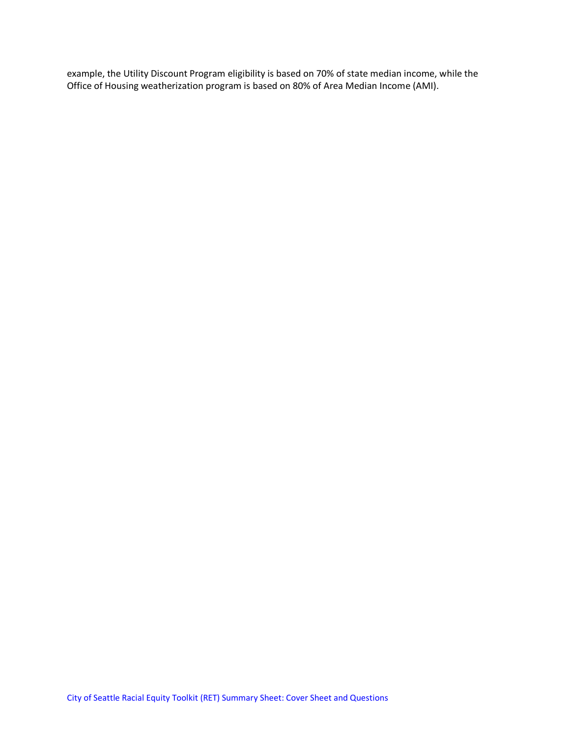example, the Utility Discount Program eligibility is based on 70% of state median income, while the Office of Housing weatherization program is based on 80% of Area Median Income (AMI).